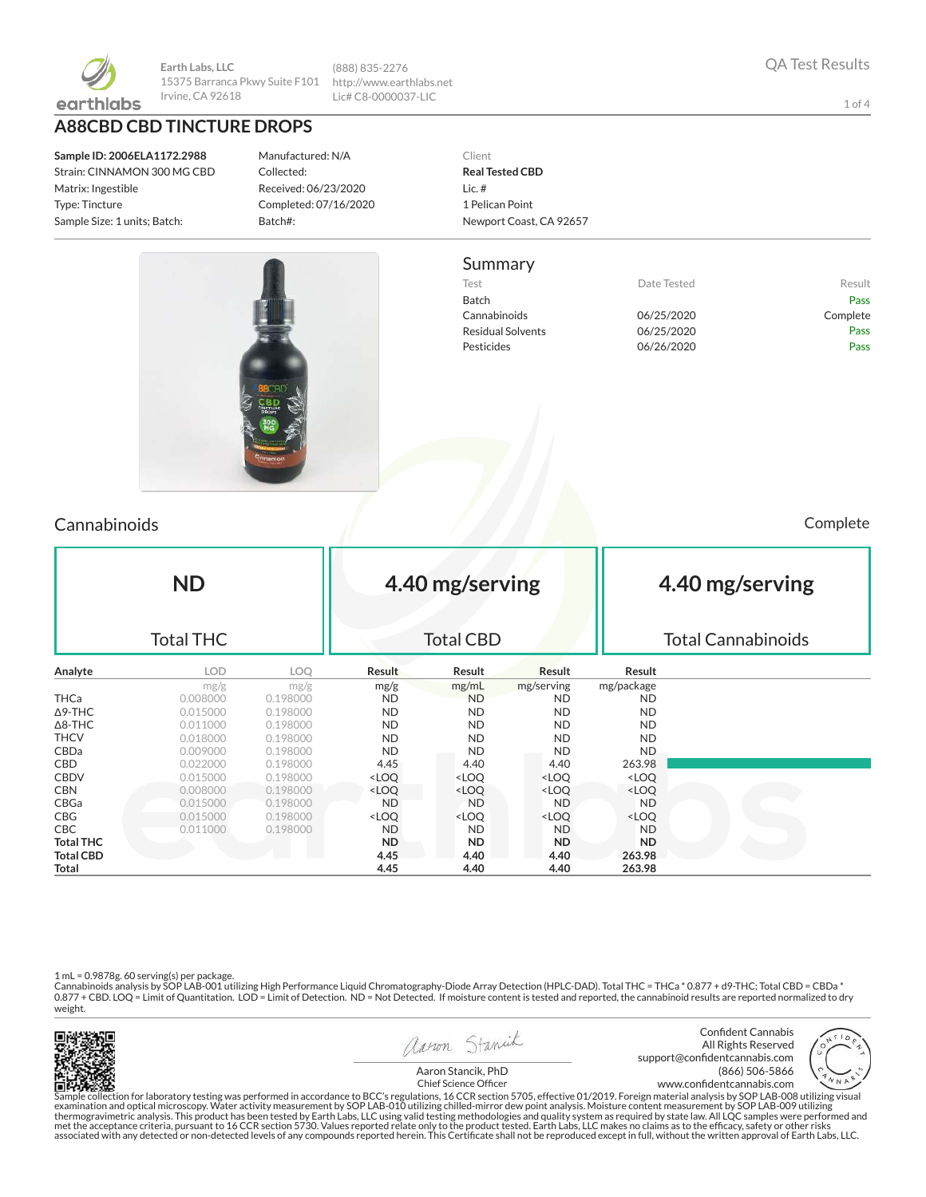Earth Labs, LLC
15375 Barranca Pkwy Suite F101
Irvine, CA 92618

(888) 835-2276
http://www.earthlabs.net
Lic# C8-0000037-LIC

QA Test Results

# A88CBD CBD TINCTURE DROPS

**Sample ID: 2006ELA1172.2988**
Strain: CINNAMON 300 MG CBD
Matrix: Ingestible
Type: Tincture
Sample Size: 1 units; Batch:

Manufactured: N/A
Collected:
Received: 06/23/2020
Completed: 07/16/2020
Batch#:

Client
**Real Tested CBD**
Lic. #
1 Pelican Point
Newport Coast, CA 92657

## Summary

| Test | Date Tested | Result |
|---|---|---|
| Batch | | Pass |
| Cannabinoids | 06/25/2020 | Complete |
| Residual Solvents | 06/25/2020 | Pass |
| Pesticides | 06/26/2020 | Pass |

## Cannabinoids

Complete

| ND | 4.40 mg/serving | 4.40 mg/serving |
|---|---|---|
| Total THC | Total CBD | Total Cannabinoids |

| Analyte | LOD | LOQ | Result | Result | Result | Result |
|---|---|---|---|---|---|---|
| | mg/g | mg/g | mg/g | mg/mL | mg/serving | mg/package |
| THCa | 0.008000 | 0.198000 | ND | ND | ND | ND |
| Δ9-THC | 0.015000 | 0.198000 | ND | ND | ND | ND |
| Δ8-THC | 0.011000 | 0.198000 | ND | ND | ND | ND |
| THCV | 0.018000 | 0.198000 | ND | ND | ND | ND |
| CBDa | 0.009000 | 0.198000 | ND | ND | ND | ND |
| CBD | 0.022000 | 0.198000 | 4.45 | 4.40 | 4.40 | 263.98 |
| CBDV | 0.015000 | 0.198000 | <LOQ | <LOQ | <LOQ | <LOQ |
| CBN | 0.008000 | 0.198000 | <LOQ | <LOQ | <LOQ | <LOQ |
| CBGa | 0.015000 | 0.198000 | ND | ND | ND | ND |
| CBG | 0.015000 | 0.198000 | <LOQ | <LOQ | <LOQ | <LOQ |
| CBC | 0.011000 | 0.198000 | ND | ND | ND | ND |
| **Total THC** | | | **ND** | **ND** | **ND** | **ND** |
| **Total CBD** | | | **4.45** | **4.40** | **4.40** | **263.98** |
| **Total** | | | **4.45** | **4.40** | **4.40** | **263.98** |

1 mL = 0.9878g. 60 serving(s) per package.
Cannabinoids analysis by SOP LAB-001 utilizing High Performance Liquid Chromatography-Diode Array Detection (HPLC-DAD). Total THC = THCa * 0.877 + d9-THC; Total CBD = CBDa * 0.877 + CBD. LOQ = Limit of Quantitation. LOD = Limit of Detection. ND = Not Detected. If moisture content is tested and reported, the cannabinoid results are reported normalized to dry weight.

Aaron Stancik, PhD
Chief Science Officer

Confident Cannabis
All Rights Reserved
support@confidentcannabis.com
(866) 506-5866
www.confidentcannabis.com

Sample collection for laboratory testing was performed in accordance to BCC's regulations, 16 CCR section 5705, effective 01/2019. Foreign material analysis by SOP LAB-008 utilizing visual examination and optical microscopy. Water activity measurement by SOP LAB-010 utilizing chilled-mirror dew point analysis. Moisture content measurement by SOP LAB-009 utilizing thermogravimetric analysis. This product has been tested by Earth Labs, LLC using valid testing methodologies and quality system as required by state law. All LQC samples were performed and met the acceptance criteria, pursuant to 16 CCR section 5730. Values reported relate only to the product tested. Earth Labs, LLC makes no claims as to the efficacy, safety or other risks associated with any detected or non-detected levels of any compounds reported herein. This Certificate shall not be reproduced except in full, without the written approval of Earth Labs, LLC.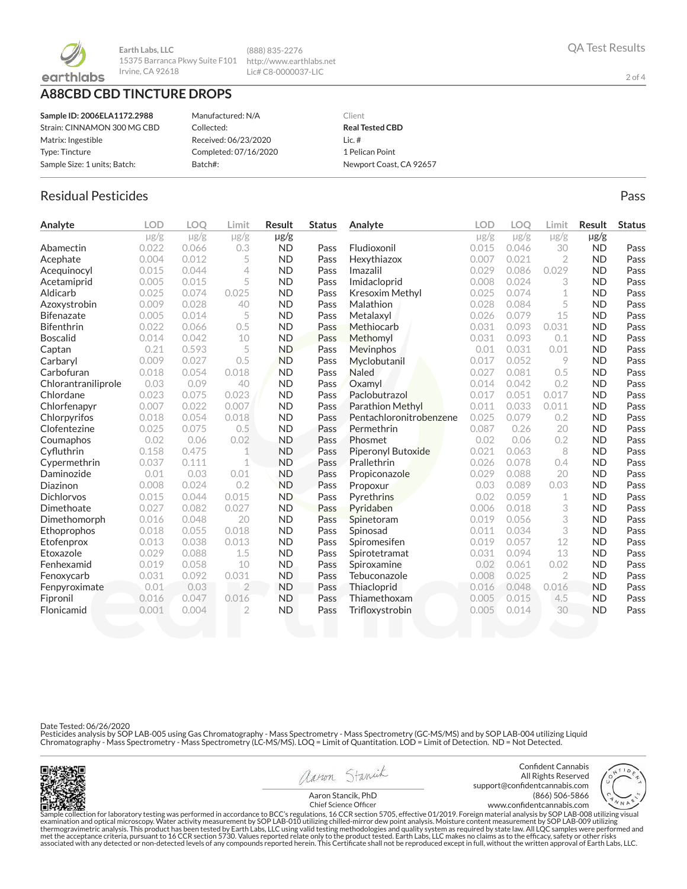Earth Labs, LLC
15375 Barranca Pkwy Suite F101
Irvine, CA 92618

(888) 835-2276
http://www.earthlabs.net
Lic# C8-0000037-LIC

QA Test Results

# A88CBD CBD TINCTURE DROPS

**Sample ID: 2006ELA1172.2988**
Strain: CINNAMON 300 MG CBD
Matrix: Ingestible
Type: Tincture
Sample Size: 1 units; Batch:

Manufactured: N/A
Collected:
Received: 06/23/2020
Completed: 07/16/2020
Batch#:

Client
**Real Tested CBD**
Lic. #
1 Pelican Point
Newport Coast, CA 92657

## Residual Pesticides

Pass

| Analyte | LOD µg/g | LOQ µg/g | Limit µg/g | Result µg/g | Status |
|---|---|---|---|---|---|
| Abamectin | 0.022 | 0.066 | 0.3 | ND | Pass |
| Acephate | 0.004 | 0.012 | 5 | ND | Pass |
| Acequinocyl | 0.015 | 0.044 | 4 | ND | Pass |
| Acetamiprid | 0.005 | 0.015 | 5 | ND | Pass |
| Aldicarb | 0.025 | 0.074 | 0.025 | ND | Pass |
| Azoxystrobin | 0.009 | 0.028 | 40 | ND | Pass |
| Bifenazate | 0.005 | 0.014 | 5 | ND | Pass |
| Bifenthrin | 0.022 | 0.066 | 0.5 | ND | Pass |
| Boscalid | 0.014 | 0.042 | 10 | ND | Pass |
| Captan | 0.21 | 0.593 | 5 | ND | Pass |
| Carbaryl | 0.009 | 0.027 | 0.5 | ND | Pass |
| Carbofuran | 0.018 | 0.054 | 0.018 | ND | Pass |
| Chlorantraniliprole | 0.03 | 0.09 | 40 | ND | Pass |
| Chlordane | 0.023 | 0.075 | 0.023 | ND | Pass |
| Chlorfenapyr | 0.007 | 0.022 | 0.007 | ND | Pass |
| Chlorpyrifos | 0.018 | 0.054 | 0.018 | ND | Pass |
| Clofentezine | 0.025 | 0.075 | 0.5 | ND | Pass |
| Coumaphos | 0.02 | 0.06 | 0.02 | ND | Pass |
| Cyfluthrin | 0.158 | 0.475 | 1 | ND | Pass |
| Cypermethrin | 0.037 | 0.111 | 1 | ND | Pass |
| Daminozide | 0.01 | 0.03 | 0.01 | ND | Pass |
| Diazinon | 0.008 | 0.024 | 0.2 | ND | Pass |
| Dichlorvos | 0.015 | 0.044 | 0.015 | ND | Pass |
| Dimethoate | 0.027 | 0.082 | 0.027 | ND | Pass |
| Dimethomorph | 0.016 | 0.048 | 20 | ND | Pass |
| Ethoprophos | 0.018 | 0.055 | 0.018 | ND | Pass |
| Etofenprox | 0.013 | 0.038 | 0.013 | ND | Pass |
| Etoxazole | 0.029 | 0.088 | 1.5 | ND | Pass |
| Fenhexamid | 0.019 | 0.058 | 10 | ND | Pass |
| Fenoxycarb | 0.031 | 0.092 | 0.031 | ND | Pass |
| Fenpyroximate | 0.01 | 0.03 | 2 | ND | Pass |
| Fipronil | 0.016 | 0.047 | 0.016 | ND | Pass |
| Flonicamid | 0.001 | 0.004 | 2 | ND | Pass |
| Fludioxonil | 0.015 | 0.046 | 30 | ND | Pass |
| Hexythiazox | 0.007 | 0.021 | 2 | ND | Pass |
| Imazalil | 0.029 | 0.086 | 0.029 | ND | Pass |
| Imidacloprid | 0.008 | 0.024 | 3 | ND | Pass |
| Kresoxim Methyl | 0.025 | 0.074 | 1 | ND | Pass |
| Malathion | 0.028 | 0.084 | 5 | ND | Pass |
| Metalaxyl | 0.026 | 0.079 | 15 | ND | Pass |
| Methiocarb | 0.031 | 0.093 | 0.031 | ND | Pass |
| Methomyl | 0.031 | 0.093 | 0.1 | ND | Pass |
| Mevinphos | 0.01 | 0.031 | 0.01 | ND | Pass |
| Myclobutanil | 0.017 | 0.052 | 9 | ND | Pass |
| Naled | 0.027 | 0.081 | 0.5 | ND | Pass |
| Oxamyl | 0.014 | 0.042 | 0.2 | ND | Pass |
| Paclobutrazol | 0.017 | 0.051 | 0.017 | ND | Pass |
| Parathion Methyl | 0.011 | 0.033 | 0.011 | ND | Pass |
| Pentachloronitrobenzene | 0.025 | 0.079 | 0.2 | ND | Pass |
| Permethrin | 0.087 | 0.26 | 20 | ND | Pass |
| Phosmet | 0.02 | 0.06 | 0.2 | ND | Pass |
| Piperonyl Butoxide | 0.021 | 0.063 | 8 | ND | Pass |
| Prallethrin | 0.026 | 0.078 | 0.4 | ND | Pass |
| Propiconazole | 0.029 | 0.088 | 20 | ND | Pass |
| Propoxur | 0.03 | 0.089 | 0.03 | ND | Pass |
| Pyrethrins | 0.02 | 0.059 | 1 | ND | Pass |
| Pyridaben | 0.006 | 0.018 | 3 | ND | Pass |
| Spinetoram | 0.019 | 0.056 | 3 | ND | Pass |
| Spinosad | 0.011 | 0.034 | 3 | ND | Pass |
| Spiromesifen | 0.019 | 0.057 | 12 | ND | Pass |
| Spirotetramat | 0.031 | 0.094 | 13 | ND | Pass |
| Spiroxamine | 0.02 | 0.061 | 0.02 | ND | Pass |
| Tebuconazole | 0.008 | 0.025 | 2 | ND | Pass |
| Thiacloprid | 0.016 | 0.048 | 0.016 | ND | Pass |
| Thiamethoxam | 0.005 | 0.015 | 4.5 | ND | Pass |
| Trifloxystrobin | 0.005 | 0.014 | 30 | ND | Pass |

Date Tested: 06/26/2020
Pesticides analysis by SOP LAB-005 using Gas Chromatography - Mass Spectrometry - Mass Spectrometry (GC-MS/MS) and by SOP LAB-004 utilizing Liquid Chromatography - Mass Spectrometry - Mass Spectrometry (LC-MS/MS). LOQ = Limit of Quantitation. LOD = Limit of Detection. ND = Not Detected.

Aaron Stancik, PhD
Chief Science Officer

Confident Cannabis
All Rights Reserved
support@confidentcannabis.com
(866) 506-5866
www.confidentcannabis.com

Sample collection for laboratory testing was performed in accordance to BCC's regulations, 16 CCR section 5705, effective 01/2019. Foreign material analysis by SOP LAB-008 utilizing visual examination and optical microscopy. Water activity measurement by SOP LAB-010 utilizing chilled-mirror dew point analysis. Moisture content measurement by SOP LAB-009 utilizing thermogravimetric analysis. This product has been tested by Earth Labs, LLC using valid testing methodologies and quality system as required by state law. All LQC samples were performed and met the acceptance criteria, pursuant to 16 CCR section 5730. Values reported relate only to the product tested. Earth Labs, LLC makes no claims as to the efficacy, safety or other risks associated with any detected or non-detected levels of any compounds reported herein. This Certificate shall not be reproduced except in full, without the written approval of Earth Labs, LLC.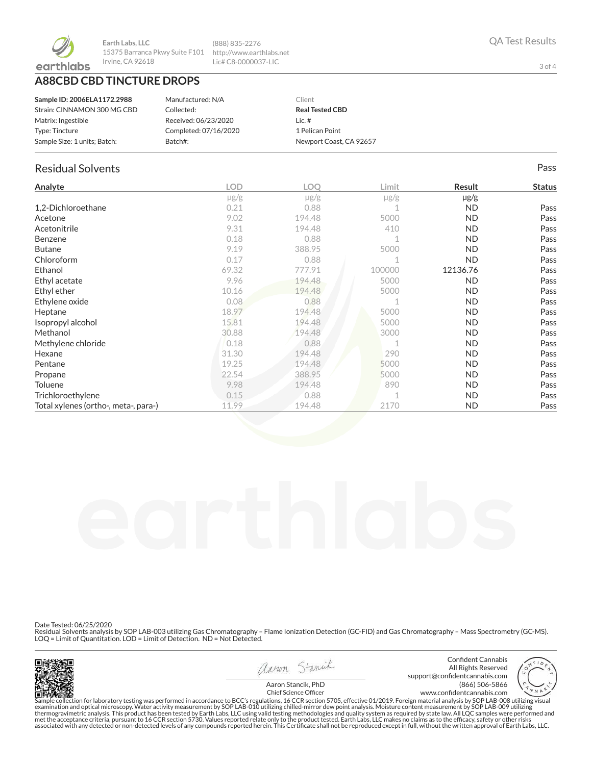Earth Labs, LLC
15375 Barranca Pkwy Suite F101
Irvine, CA 92618

(888) 835-2276
http://www.earthlabs.net
Lic# C8-0000037-LIC

QA Test Results

# A88CBD CBD TINCTURE DROPS

| | | |
|---|---|---|
| **Sample ID: 2006ELA1172.2988** | Manufactured: N/A | Client |
| Strain: CINNAMON 300 MG CBD | Collected: | **Real Tested CBD** |
| Matrix: Ingestible | Received: 06/23/2020 | Lic. # |
| Type: Tincture | Completed: 07/16/2020 | 1 Pelican Point |
| Sample Size: 1 units; Batch: | Batch#: | Newport Coast, CA 92657 |

## Residual Solvents

Pass

| Analyte | LOD | LOQ | Limit | Result | Status |
|---|---|---|---|---|---|
| | μg/g | μg/g | μg/g | μg/g | |
| 1,2-Dichloroethane | 0.21 | 0.88 | 1 | ND | Pass |
| Acetone | 9.02 | 194.48 | 5000 | ND | Pass |
| Acetonitrile | 9.31 | 194.48 | 410 | ND | Pass |
| Benzene | 0.18 | 0.88 | 1 | ND | Pass |
| Butane | 9.19 | 388.95 | 5000 | ND | Pass |
| Chloroform | 0.17 | 0.88 | 1 | ND | Pass |
| Ethanol | 69.32 | 777.91 | 100000 | 12136.76 | Pass |
| Ethyl acetate | 9.96 | 194.48 | 5000 | ND | Pass |
| Ethyl ether | 10.16 | 194.48 | 5000 | ND | Pass |
| Ethylene oxide | 0.08 | 0.88 | 1 | ND | Pass |
| Heptane | 18.97 | 194.48 | 5000 | ND | Pass |
| Isopropyl alcohol | 15.81 | 194.48 | 5000 | ND | Pass |
| Methanol | 30.88 | 194.48 | 3000 | ND | Pass |
| Methylene chloride | 0.18 | 0.88 | 1 | ND | Pass |
| Hexane | 31.30 | 194.48 | 290 | ND | Pass |
| Pentane | 19.25 | 194.48 | 5000 | ND | Pass |
| Propane | 22.54 | 388.95 | 5000 | ND | Pass |
| Toluene | 9.98 | 194.48 | 890 | ND | Pass |
| Trichloroethylene | 0.15 | 0.88 | 1 | ND | Pass |
| Total xylenes (ortho-, meta-, para-) | 11.99 | 194.48 | 2170 | ND | Pass |

Date Tested: 06/25/2020
Residual Solvents analysis by SOP LAB-003 utilizing Gas Chromatography – Flame Ionization Detection (GC-FID) and Gas Chromatography – Mass Spectrometry (GC-MS).
LOQ = Limit of Quantitation. LOD = Limit of Detection. ND = Not Detected.

Aaron Stancik, PhD
Chief Science Officer

Confident Cannabis
All Rights Reserved
support@confidentcannabis.com
(866) 506-5866
www.confidentcannabis.com

Sample collection for laboratory testing was performed in accordance to BCC's regulations, 16 CCR section 5705, effective 01/2019. Foreign material analysis by SOP LAB-008 utilizing visual examination and optical microscopy. Water activity measurement by SOP LAB-010 utilizing chilled-mirror dew point analysis. Moisture content measurement by SOP LAB-009 utilizing thermogravimetric analysis. This product has been tested by Earth Labs, LLC using valid testing methodologies and quality system as required by state law. All LQC samples were performed and met the acceptance criteria, pursuant to 16 CCR section 5730. Values reported relate only to the product tested. Earth Labs, LLC makes no claims as to the efficacy, safety or other risks associated with any detected or non-detected levels of any compounds reported herein. This Certificate shall not be reproduced except in full, without the written approval of Earth Labs, LLC.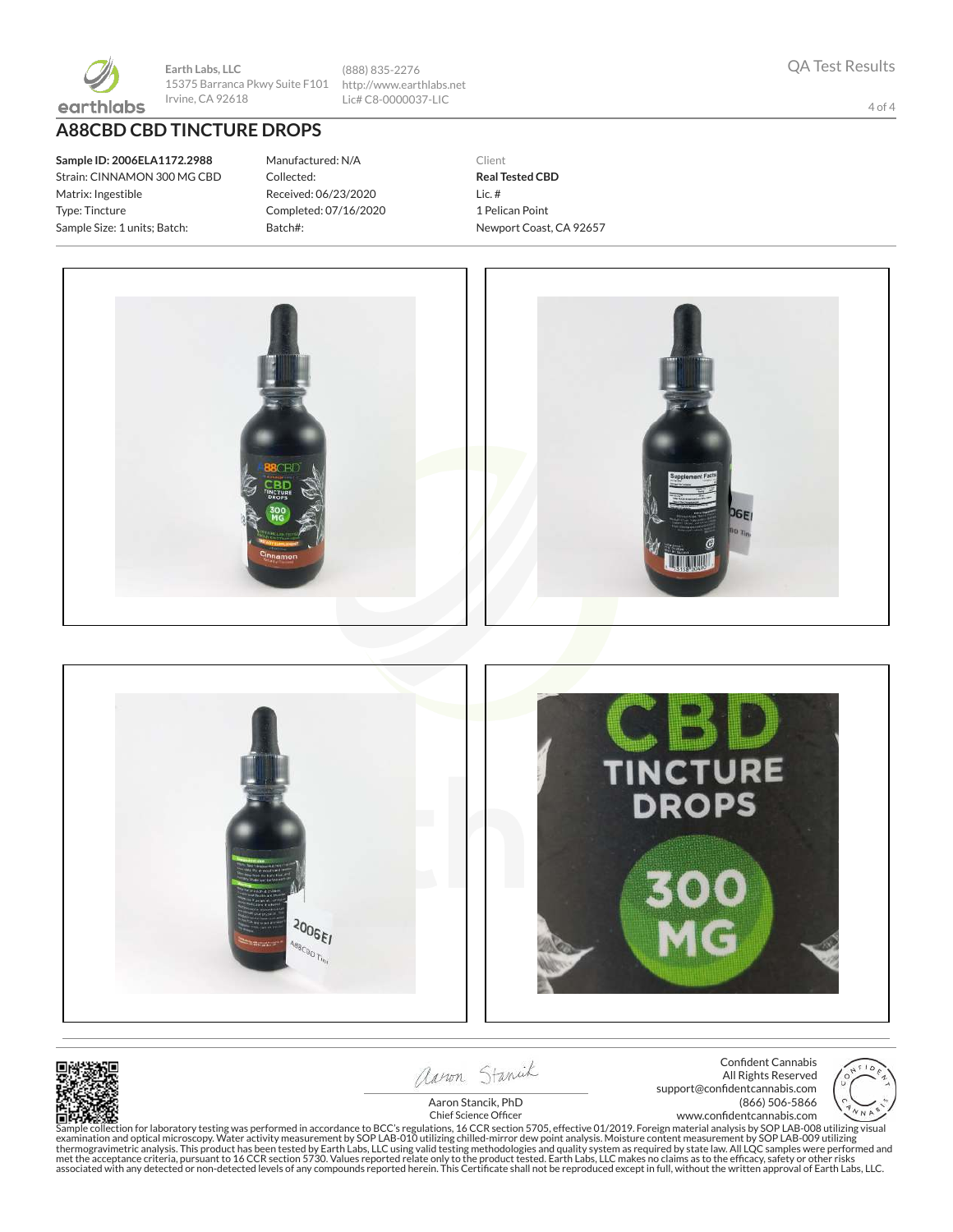Earth Labs, LLC
15375 Barranca Pkwy Suite F101
Irvine, CA 92618

(888) 835-2276
http://www.earthlabs.net
Lic# C8-0000037-LIC

QA Test Results

# A88CBD CBD TINCTURE DROPS

**Sample ID: 2006ELA1172.2988**
Strain: CINNAMON 300 MG CBD
Matrix: Ingestible
Type: Tincture
Sample Size: 1 units; Batch:

Manufactured: N/A
Collected:
Received: 06/23/2020
Completed: 07/16/2020
Batch#:

Client
**Real Tested CBD**
Lic. #
1 Pelican Point
Newport Coast, CA 92657

Aaron Stancik, PhD
Chief Science Officer

Confident Cannabis
All Rights Reserved
support@confidentcannabis.com
(866) 506-5866
www.confidentcannabis.com

Sample collection for laboratory testing was performed in accordance to BCC's regulations, 16 CCR section 5705, effective 01/2019. Foreign material analysis by SOP LAB-008 utilizing visual examination and optical microscopy. Water activity measurement by SOP LAB-010 utilizing chilled-mirror dew point analysis. Moisture content measurement by SOP LAB-009 utilizing thermogravimetric analysis. This product has been tested by Earth Labs, LLC using valid testing methodologies and quality system as required by state law. All LQC samples were performed and met the acceptance criteria, pursuant to 16 CCR section 5730. Values reported relate only to the product tested. Earth Labs, LLC makes no claims as to the efficacy, safety or other risks associated with any detected or non-detected levels of any compounds reported herein. This Certificate shall not be reproduced except in full, without the written approval of Earth Labs, LLC.